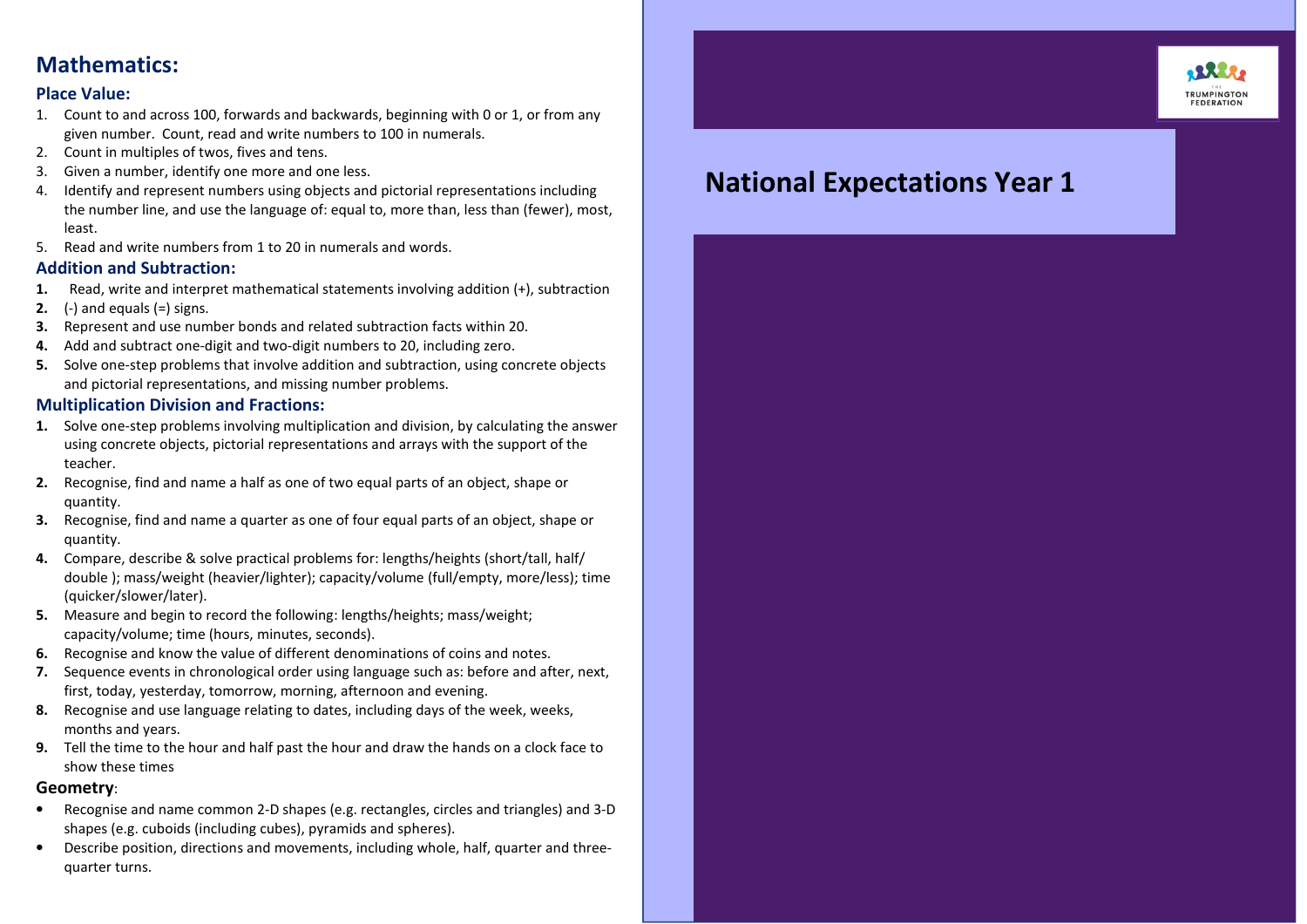# National Expectations Year 1

## Mathematics:

### Place Value:

1. Count to and across 100, forwards and backwards, beginning with 0 or 1, or from any given number. Count, read and write numbers to 100 in numerals.
2. Count in multiples of twos, fives and tens.
3. Given a number, identify one more and one less.
4. Identify and represent numbers using objects and pictorial representations including the number line, and use the language of: equal to, more than, less than (fewer), most, least.
5. Read and write numbers from 1 to 20 in numerals and words.

### Addition and Subtraction:

1. Read, write and interpret mathematical statements involving addition (+), subtraction
2. (-) and equals (=) signs.
3. Represent and use number bonds and related subtraction facts within 20.
4. Add and subtract one-digit and two-digit numbers to 20, including zero.
5. Solve one-step problems that involve addition and subtraction, using concrete objects and pictorial representations, and missing number problems.

### Multiplication Division and Fractions:

1. Solve one-step problems involving multiplication and division, by calculating the answer using concrete objects, pictorial representations and arrays with the support of the teacher.
2. Recognise, find and name a half as one of two equal parts of an object, shape or quantity.
3. Recognise, find and name a quarter as one of four equal parts of an object, shape or quantity.
4. Compare, describe & solve practical problems for: lengths/heights (short/tall, half/ double ); mass/weight (heavier/lighter); capacity/volume (full/empty, more/less); time (quicker/slower/later).
5. Measure and begin to record the following: lengths/heights; mass/weight; capacity/volume; time (hours, minutes, seconds).
6. Recognise and know the value of different denominations of coins and notes.
7. Sequence events in chronological order using language such as: before and after, next, first, today, yesterday, tomorrow, morning, afternoon and evening.
8. Recognise and use language relating to dates, including days of the week, weeks, months and years.
9. Tell the time to the hour and half past the hour and draw the hands on a clock face to show these times

### Geometry:

- Recognise and name common 2-D shapes (e.g. rectangles, circles and triangles) and 3-D shapes (e.g. cuboids (including cubes), pyramids and spheres).
- Describe position, directions and movements, including whole, half, quarter and three-quarter turns.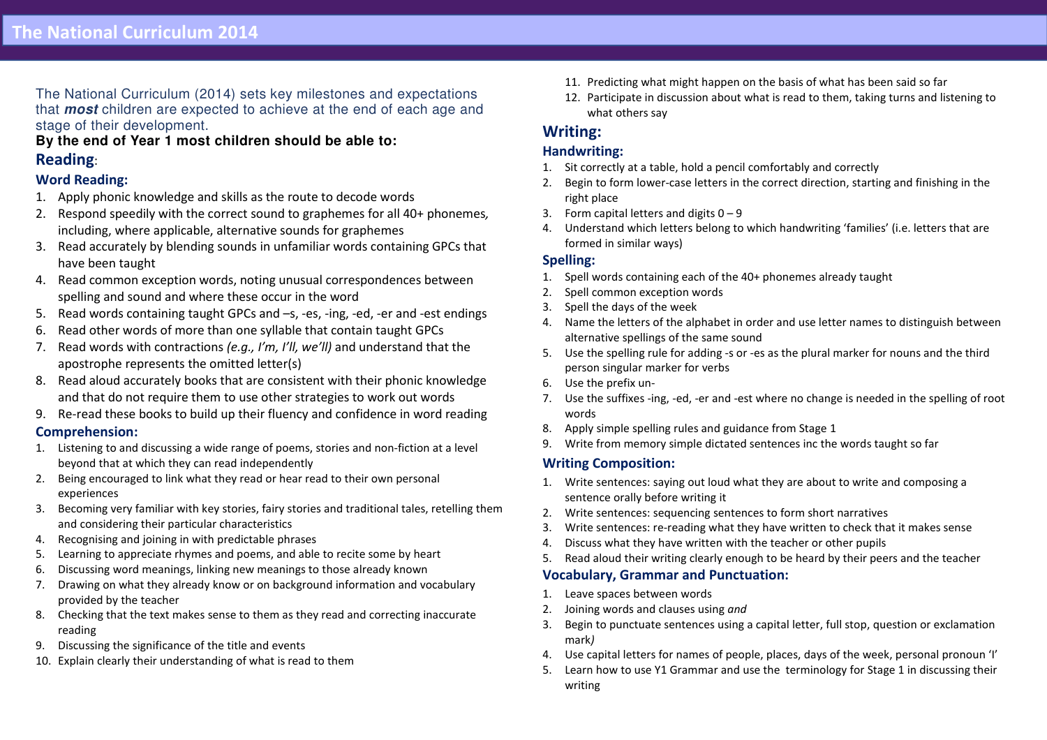# The National Curriculum 2014

The National Curriculum (2014) sets key milestones and expectations that ***most*** children are expected to achieve at the end of each age and stage of their development.

**By the end of Year 1 most children should be able to:**

## Reading:

### Word Reading:

1. Apply phonic knowledge and skills as the route to decode words
2. Respond speedily with the correct sound to graphemes for all 40+ phonemes, including, where applicable, alternative sounds for graphemes
3. Read accurately by blending sounds in unfamiliar words containing GPCs that have been taught
4. Read common exception words, noting unusual correspondences between spelling and sound and where these occur in the word
5. Read words containing taught GPCs and –s, -es, -ing, -ed, -er and -est endings
6. Read other words of more than one syllable that contain taught GPCs
7. Read words with contractions *(e.g., I'm, I'll, we'll)* and understand that the apostrophe represents the omitted letter(s)
8. Read aloud accurately books that are consistent with their phonic knowledge and that do not require them to use other strategies to work out words
9. Re-read these books to build up their fluency and confidence in word reading

### Comprehension:

1. Listening to and discussing a wide range of poems, stories and non-fiction at a level beyond that at which they can read independently
2. Being encouraged to link what they read or hear read to their own personal experiences
3. Becoming very familiar with key stories, fairy stories and traditional tales, retelling them and considering their particular characteristics
4. Recognising and joining in with predictable phrases
5. Learning to appreciate rhymes and poems, and able to recite some by heart
6. Discussing word meanings, linking new meanings to those already known
7. Drawing on what they already know or on background information and vocabulary provided by the teacher
8. Checking that the text makes sense to them as they read and correcting inaccurate reading
9. Discussing the significance of the title and events
10. Explain clearly their understanding of what is read to them
11. Predicting what might happen on the basis of what has been said so far
12. Participate in discussion about what is read to them, taking turns and listening to what others say

## Writing:

### Handwriting:

1. Sit correctly at a table, hold a pencil comfortably and correctly
2. Begin to form lower-case letters in the correct direction, starting and finishing in the right place
3. Form capital letters and digits 0 – 9
4. Understand which letters belong to which handwriting 'families' (i.e. letters that are formed in similar ways)

### Spelling:

1. Spell words containing each of the 40+ phonemes already taught
2. Spell common exception words
3. Spell the days of the week
4. Name the letters of the alphabet in order and use letter names to distinguish between alternative spellings of the same sound
5. Use the spelling rule for adding -s or -es as the plural marker for nouns and the third person singular marker for verbs
6. Use the prefix un-
7. Use the suffixes -ing, -ed, -er and -est where no change is needed in the spelling of root words
8. Apply simple spelling rules and guidance from Stage 1
9. Write from memory simple dictated sentences inc the words taught so far

### Writing Composition:

1. Write sentences: saying out loud what they are about to write and composing a sentence orally before writing it
2. Write sentences: sequencing sentences to form short narratives
3. Write sentences: re-reading what they have written to check that it makes sense
4. Discuss what they have written with the teacher or other pupils
5. Read aloud their writing clearly enough to be heard by their peers and the teacher

### Vocabulary, Grammar and Punctuation:

1. Leave spaces between words
2. Joining words and clauses using *and*
3. Begin to punctuate sentences using a capital letter, full stop, question or exclamation mark*)*
4. Use capital letters for names of people, places, days of the week, personal pronoun 'I'
5. Learn how to use Y1 Grammar and use the terminology for Stage 1 in discussing their writing